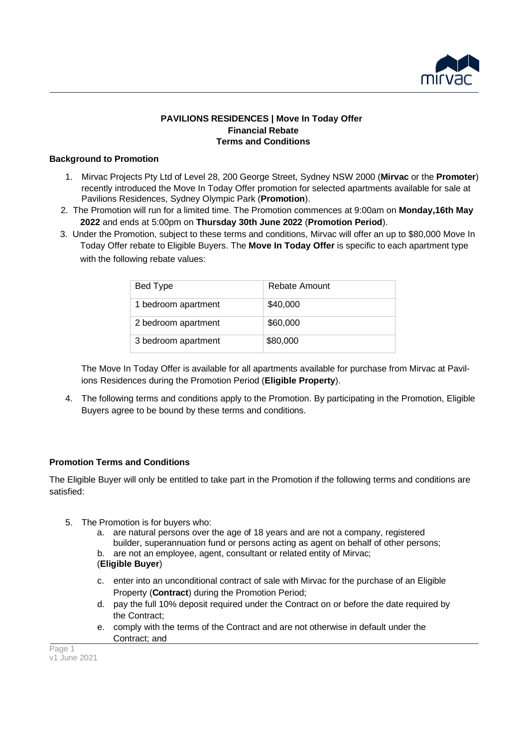**PAVILIONS RESIDENCES | Move In Today Offer**
**Financial Rebate**
**Terms and Conditions**

**Background to Promotion**

1. Mirvac Projects Pty Ltd of Level 28, 200 George Street, Sydney NSW 2000 (**Mirvac** or the **Promoter**) recently introduced the Move In Today Offer promotion for selected apartments available for sale at Pavilions Residences, Sydney Olympic Park (**Promotion**).
2. The Promotion will run for a limited time. The Promotion commences at 9:00am on **Monday,16th May 2022** and ends at 5:00pm on **Thursday 30th June 2022** (**Promotion Period**).
3. Under the Promotion, subject to these terms and conditions, Mirvac will offer an up to $80,000 Move In Today Offer rebate to Eligible Buyers. The **Move In Today Offer** is specific to each apartment type with the following rebate values:

| Bed Type | Rebate Amount |
| --- | --- |
| 1 bedroom apartment | $40,000 |
| 2 bedroom apartment | $60,000 |
| 3 bedroom apartment | $80,000 |

The Move In Today Offer is available for all apartments available for purchase from Mirvac at Pavilions Residences during the Promotion Period (**Eligible Property**).

4. The following terms and conditions apply to the Promotion. By participating in the Promotion, Eligible Buyers agree to be bound by these terms and conditions.

**Promotion Terms and Conditions**

The Eligible Buyer will only be entitled to take part in the Promotion if the following terms and conditions are satisfied:

5. The Promotion is for buyers who:
   a. are natural persons over the age of 18 years and are not a company, registered builder, superannuation fund or persons acting as agent on behalf of other persons;
   b. are not an employee, agent, consultant or related entity of Mirvac;
   (**Eligible Buyer**)
   c. enter into an unconditional contract of sale with Mirvac for the purchase of an Eligible Property (**Contract**) during the Promotion Period;
   d. pay the full 10% deposit required under the Contract on or before the date required by the Contract;
   e. comply with the terms of the Contract and are not otherwise in default under the Contract; and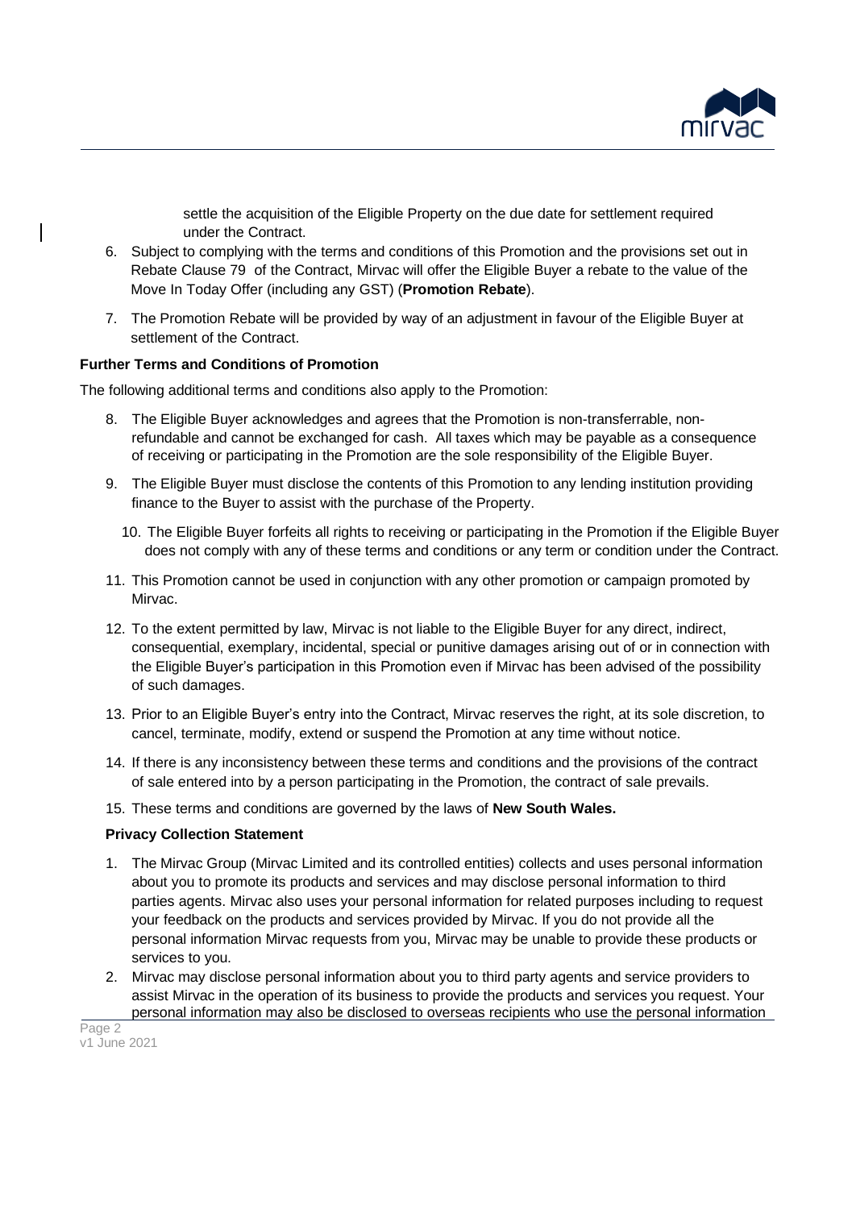settle the acquisition of the Eligible Property on the due date for settlement required under the Contract.

6. Subject to complying with the terms and conditions of this Promotion and the provisions set out in Rebate Clause 79 of the Contract, Mirvac will offer the Eligible Buyer a rebate to the value of the Move In Today Offer (including any GST) (**Promotion Rebate**).
7. The Promotion Rebate will be provided by way of an adjustment in favour of the Eligible Buyer at settlement of the Contract.

**Further Terms and Conditions of Promotion**

The following additional terms and conditions also apply to the Promotion:

8. The Eligible Buyer acknowledges and agrees that the Promotion is non-transferrable, non-refundable and cannot be exchanged for cash. All taxes which may be payable as a consequence of receiving or participating in the Promotion are the sole responsibility of the Eligible Buyer.
9. The Eligible Buyer must disclose the contents of this Promotion to any lending institution providing finance to the Buyer to assist with the purchase of the Property.
10. The Eligible Buyer forfeits all rights to receiving or participating in the Promotion if the Eligible Buyer does not comply with any of these terms and conditions or any term or condition under the Contract.
11. This Promotion cannot be used in conjunction with any other promotion or campaign promoted by Mirvac.
12. To the extent permitted by law, Mirvac is not liable to the Eligible Buyer for any direct, indirect, consequential, exemplary, incidental, special or punitive damages arising out of or in connection with the Eligible Buyer's participation in this Promotion even if Mirvac has been advised of the possibility of such damages.
13. Prior to an Eligible Buyer's entry into the Contract, Mirvac reserves the right, at its sole discretion, to cancel, terminate, modify, extend or suspend the Promotion at any time without notice.
14. If there is any inconsistency between these terms and conditions and the provisions of the contract of sale entered into by a person participating in the Promotion, the contract of sale prevails.
15. These terms and conditions are governed by the laws of **New South Wales.**

**Privacy Collection Statement**

1. The Mirvac Group (Mirvac Limited and its controlled entities) collects and uses personal information about you to promote its products and services and may disclose personal information to third parties agents. Mirvac also uses your personal information for related purposes including to request your feedback on the products and services provided by Mirvac. If you do not provide all the personal information Mirvac requests from you, Mirvac may be unable to provide these products or services to you.
2. Mirvac may disclose personal information about you to third party agents and service providers to assist Mirvac in the operation of its business to provide the products and services you request. Your personal information may also be disclosed to overseas recipients who use the personal information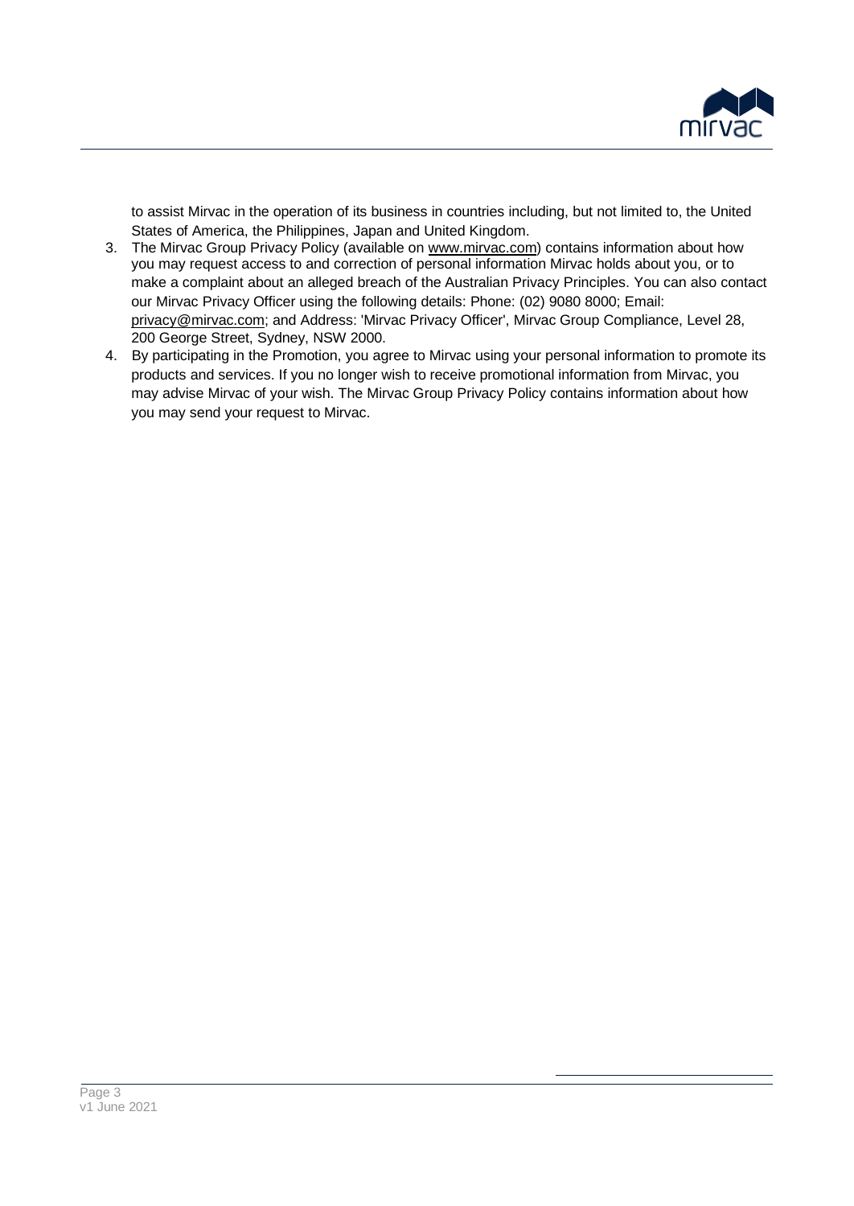to assist Mirvac in the operation of its business in countries including, but not limited to, the United States of America, the Philippines, Japan and United Kingdom.

3. The Mirvac Group Privacy Policy (available on www.mirvac.com) contains information about how you may request access to and correction of personal information Mirvac holds about you, or to make a complaint about an alleged breach of the Australian Privacy Principles. You can also contact our Mirvac Privacy Officer using the following details: Phone: (02) 9080 8000; Email: privacy@mirvac.com; and Address: 'Mirvac Privacy Officer', Mirvac Group Compliance, Level 28, 200 George Street, Sydney, NSW 2000.
4. By participating in the Promotion, you agree to Mirvac using your personal information to promote its products and services. If you no longer wish to receive promotional information from Mirvac, you may advise Mirvac of your wish. The Mirvac Group Privacy Policy contains information about how you may send your request to Mirvac.